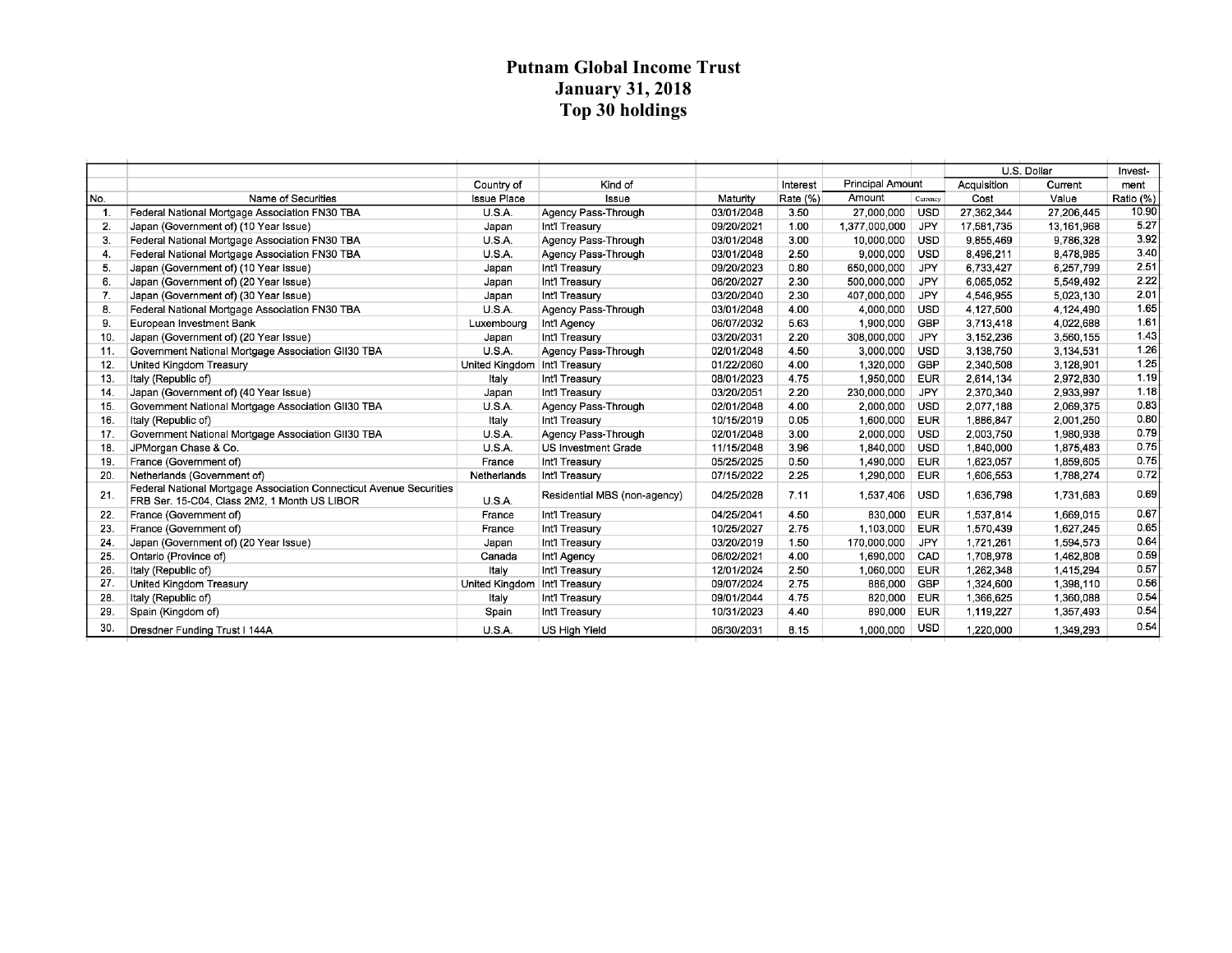# Putnam Global Income Trust
# January 31, 2018
# Top 30 holdings

| No. | Name of Securities | Country of Issue Place | Kind of Issue | Maturity | Interest Rate (%) | Principal Amount Amount | Currency | U.S. Dollar Acquisition Cost | U.S. Dollar Current Value | Investment Ratio (%) |
|---|---|---|---|---|---|---|---|---|---|---|
| 1. | Federal National Mortgage Association FN30 TBA | U.S.A. | Agency Pass-Through | 03/01/2048 | 3.50 | 27,000,000 | USD | 27,362,344 | 27,206,445 | 10.90 |
| 2. | Japan (Government of) (10 Year Issue) | Japan | Int'l Treasury | 09/20/2021 | 1.00 | 1,377,000,000 | JPY | 17,581,735 | 13,161,968 | 5.27 |
| 3. | Federal National Mortgage Association FN30 TBA | U.S.A. | Agency Pass-Through | 03/01/2048 | 3.00 | 10,000,000 | USD | 9,855,469 | 9,786,328 | 3.92 |
| 4. | Federal National Mortgage Association FN30 TBA | U.S.A. | Agency Pass-Through | 03/01/2048 | 2.50 | 9,000,000 | USD | 8,496,211 | 8,478,985 | 3.40 |
| 5. | Japan (Government of) (10 Year Issue) | Japan | Int'l Treasury | 09/20/2023 | 0.80 | 650,000,000 | JPY | 6,733,427 | 6,257,799 | 2.51 |
| 6. | Japan (Government of) (20 Year Issue) | Japan | Int'l Treasury | 06/20/2027 | 2.30 | 500,000,000 | JPY | 6,065,052 | 5,549,492 | 2.22 |
| 7. | Japan (Government of) (30 Year Issue) | Japan | Int'l Treasury | 03/20/2040 | 2.30 | 407,000,000 | JPY | 4,546,955 | 5,023,130 | 2.01 |
| 8. | Federal National Mortgage Association FN30 TBA | U.S.A. | Agency Pass-Through | 03/01/2048 | 4.00 | 4,000,000 | USD | 4,127,500 | 4,124,490 | 1.65 |
| 9. | European Investment Bank | Luxembourg | Int'l Agency | 06/07/2032 | 5.63 | 1,900,000 | GBP | 3,713,418 | 4,022,688 | 1.61 |
| 10. | Japan (Government of) (20 Year Issue) | Japan | Int'l Treasury | 03/20/2031 | 2.20 | 308,000,000 | JPY | 3,152,236 | 3,560,155 | 1.43 |
| 11. | Government National Mortgage Association GII30 TBA | U.S.A. | Agency Pass-Through | 02/01/2048 | 4.50 | 3,000,000 | USD | 3,138,750 | 3,134,531 | 1.26 |
| 12. | United Kingdom Treasury | United Kingdom | Int'l Treasury | 01/22/2060 | 4.00 | 1,320,000 | GBP | 2,340,508 | 3,128,901 | 1.25 |
| 13. | Italy (Republic of) | Italy | Int'l Treasury | 08/01/2023 | 4.75 | 1,950,000 | EUR | 2,614,134 | 2,972,830 | 1.19 |
| 14. | Japan (Government of) (40 Year Issue) | Japan | Int'l Treasury | 03/20/2051 | 2.20 | 230,000,000 | JPY | 2,370,340 | 2,933,997 | 1.18 |
| 15. | Government National Mortgage Association GII30 TBA | U.S.A. | Agency Pass-Through | 02/01/2048 | 4.00 | 2,000,000 | USD | 2,077,188 | 2,069,375 | 0.83 |
| 16. | Italy (Republic of) | Italy | Int'l Treasury | 10/15/2019 | 0.05 | 1,600,000 | EUR | 1,886,847 | 2,001,250 | 0.80 |
| 17. | Government National Mortgage Association GII30 TBA | U.S.A. | Agency Pass-Through | 02/01/2048 | 3.00 | 2,000,000 | USD | 2,003,750 | 1,980,938 | 0.79 |
| 18. | JPMorgan Chase & Co. | U.S.A. | US Investment Grade | 11/15/2048 | 3.96 | 1,840,000 | USD | 1,840,000 | 1,875,483 | 0.75 |
| 19. | France (Government of) | France | Int'l Treasury | 05/25/2025 | 0.50 | 1,490,000 | EUR | 1,623,057 | 1,859,605 | 0.75 |
| 20. | Netherlands (Government of) | Netherlands | Int'l Treasury | 07/15/2022 | 2.25 | 1,290,000 | EUR | 1,606,553 | 1,788,274 | 0.72 |
| 21. | Federal National Mortgage Association Connecticut Avenue Securities FRB Ser. 15-C04, Class 2M2, 1 Month US LIBOR | U.S.A. | Residential MBS (non-agency) | 04/25/2028 | 7.11 | 1,537,406 | USD | 1,636,798 | 1,731,683 | 0.69 |
| 22. | France (Government of) | France | Int'l Treasury | 04/25/2041 | 4.50 | 830,000 | EUR | 1,537,814 | 1,669,015 | 0.67 |
| 23. | France (Government of) | France | Int'l Treasury | 10/25/2027 | 2.75 | 1,103,000 | EUR | 1,570,439 | 1,627,245 | 0.65 |
| 24. | Japan (Government of) (20 Year Issue) | Japan | Int'l Treasury | 03/20/2019 | 1.50 | 170,000,000 | JPY | 1,721,261 | 1,594,573 | 0.64 |
| 25. | Ontario (Province of) | Canada | Int'l Agency | 06/02/2021 | 4.00 | 1,690,000 | CAD | 1,708,978 | 1,462,808 | 0.59 |
| 26. | Italy (Republic of) | Italy | Int'l Treasury | 12/01/2024 | 2.50 | 1,060,000 | EUR | 1,262,348 | 1,415,294 | 0.57 |
| 27. | United Kingdom Treasury | United Kingdom | Int'l Treasury | 09/07/2024 | 2.75 | 886,000 | GBP | 1,324,600 | 1,398,110 | 0.56 |
| 28. | Italy (Republic of) | Italy | Int'l Treasury | 09/01/2044 | 4.75 | 820,000 | EUR | 1,366,625 | 1,360,088 | 0.54 |
| 29. | Spain (Kingdom of) | Spain | Int'l Treasury | 10/31/2023 | 4.40 | 890,000 | EUR | 1,119,227 | 1,357,493 | 0.54 |
| 30. | Dresdner Funding Trust I 144A | U.S.A. | US High Yield | 06/30/2031 | 8.15 | 1,000,000 | USD | 1,220,000 | 1,349,293 | 0.54 |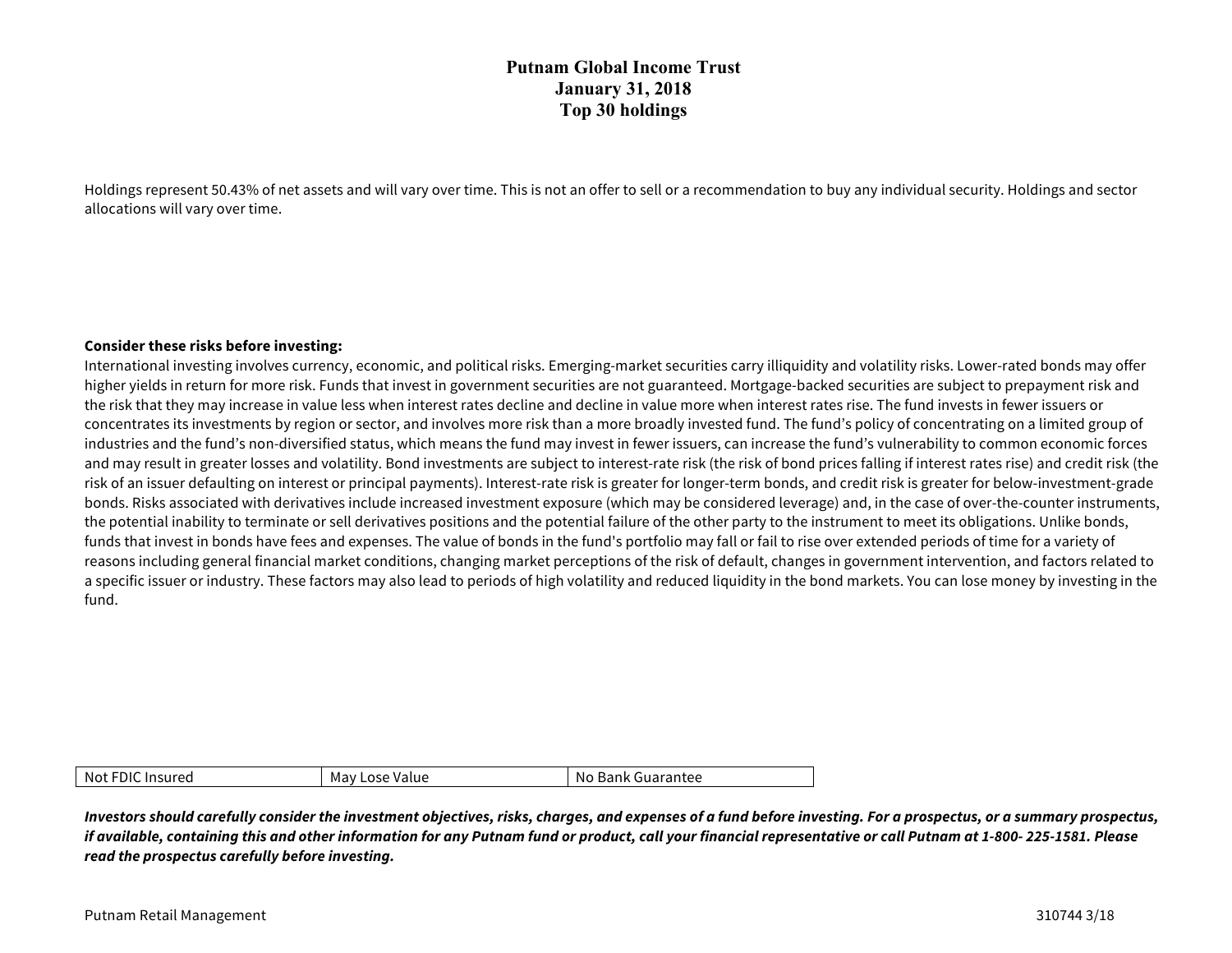# Putnam Global Income Trust
# January 31, 2018
# Top 30 holdings

Holdings represent 50.43% of net assets and will vary over time. This is not an offer to sell or a recommendation to buy any individual security. Holdings and sector allocations will vary over time.

**Consider these risks before investing:**
International investing involves currency, economic, and political risks. Emerging-market securities carry illiquidity and volatility risks. Lower-rated bonds may offer higher yields in return for more risk. Funds that invest in government securities are not guaranteed. Mortgage-backed securities are subject to prepayment risk and the risk that they may increase in value less when interest rates decline and decline in value more when interest rates rise. The fund invests in fewer issuers or concentrates its investments by region or sector, and involves more risk than a more broadly invested fund. The fund's policy of concentrating on a limited group of industries and the fund's non-diversified status, which means the fund may invest in fewer issuers, can increase the fund's vulnerability to common economic forces and may result in greater losses and volatility. Bond investments are subject to interest-rate risk (the risk of bond prices falling if interest rates rise) and credit risk (the risk of an issuer defaulting on interest or principal payments). Interest-rate risk is greater for longer-term bonds, and credit risk is greater for below-investment-grade bonds. Risks associated with derivatives include increased investment exposure (which may be considered leverage) and, in the case of over-the-counter instruments, the potential inability to terminate or sell derivatives positions and the potential failure of the other party to the instrument to meet its obligations. Unlike bonds, funds that invest in bonds have fees and expenses. The value of bonds in the fund's portfolio may fall or fail to rise over extended periods of time for a variety of reasons including general financial market conditions, changing market perceptions of the risk of default, changes in government intervention, and factors related to a specific issuer or industry. These factors may also lead to periods of high volatility and reduced liquidity in the bond markets. You can lose money by investing in the fund.

| | | |
|---|---|---|
| Not FDIC Insured | May Lose Value | No Bank Guarantee |

***Investors should carefully consider the investment objectives, risks, charges, and expenses of a fund before investing. For a prospectus, or a summary prospectus, if available, containing this and other information for any Putnam fund or product, call your financial representative or call Putnam at 1-800- 225-1581. Please read the prospectus carefully before investing.***

Putnam Retail Management

310744 3/18